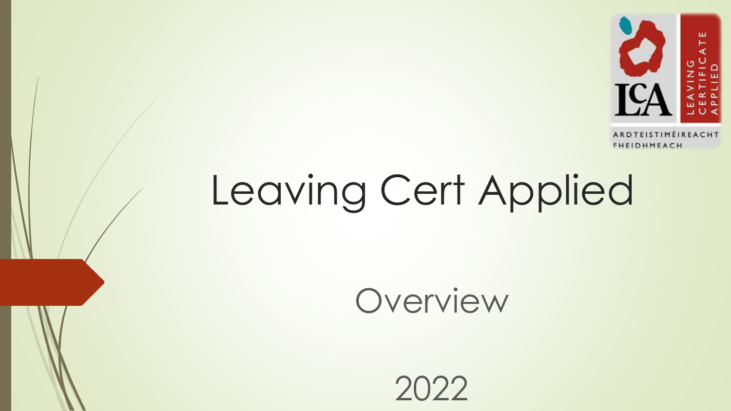# Leaving Cert Applied

## Overview

2022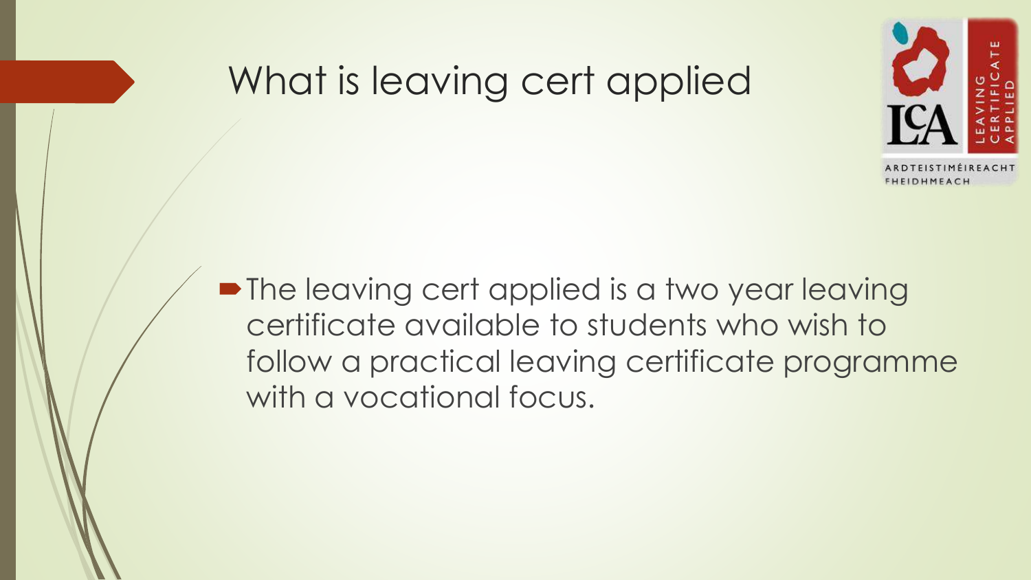# What is leaving cert applied

- The leaving cert applied is a two year leaving certificate available to students who wish to follow a practical leaving certificate programme with a vocational focus.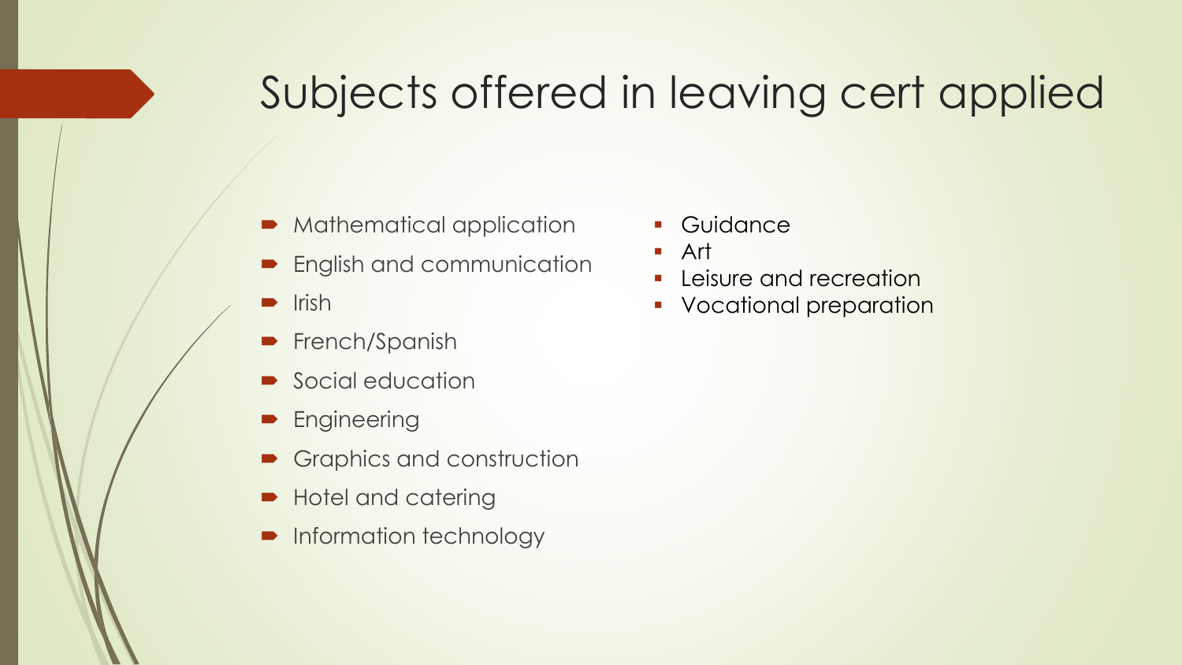# Subjects offered in leaving cert applied

- Mathematical application
- English and communication
- Irish
- French/Spanish
- Social education
- Engineering
- Graphics and construction
- Hotel and catering
- Information technology

- Guidance
- Art
- Leisure and recreation
- Vocational preparation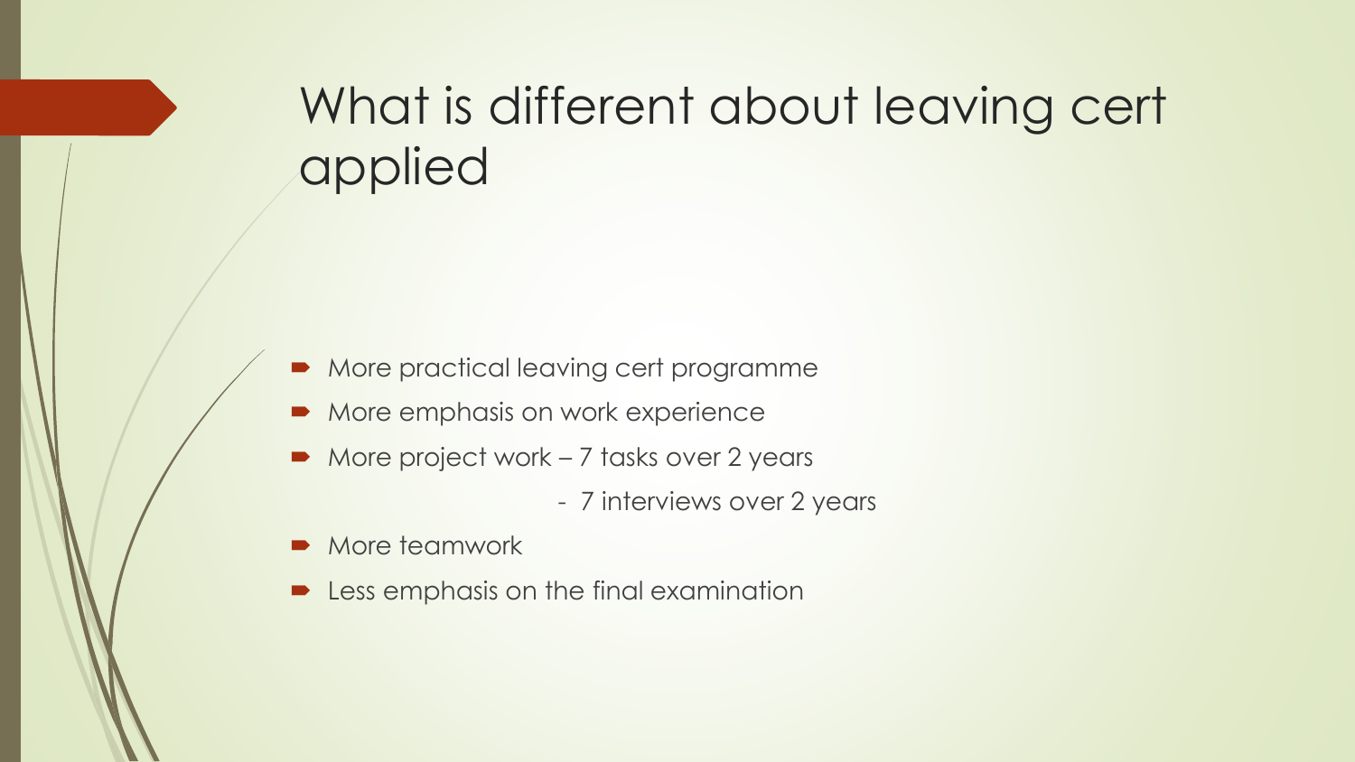# What is different about leaving cert applied

- More practical leaving cert programme
- More emphasis on work experience
- More project work – 7 tasks over 2 years
  - 7 interviews over 2 years
- More teamwork
- Less emphasis on the final examination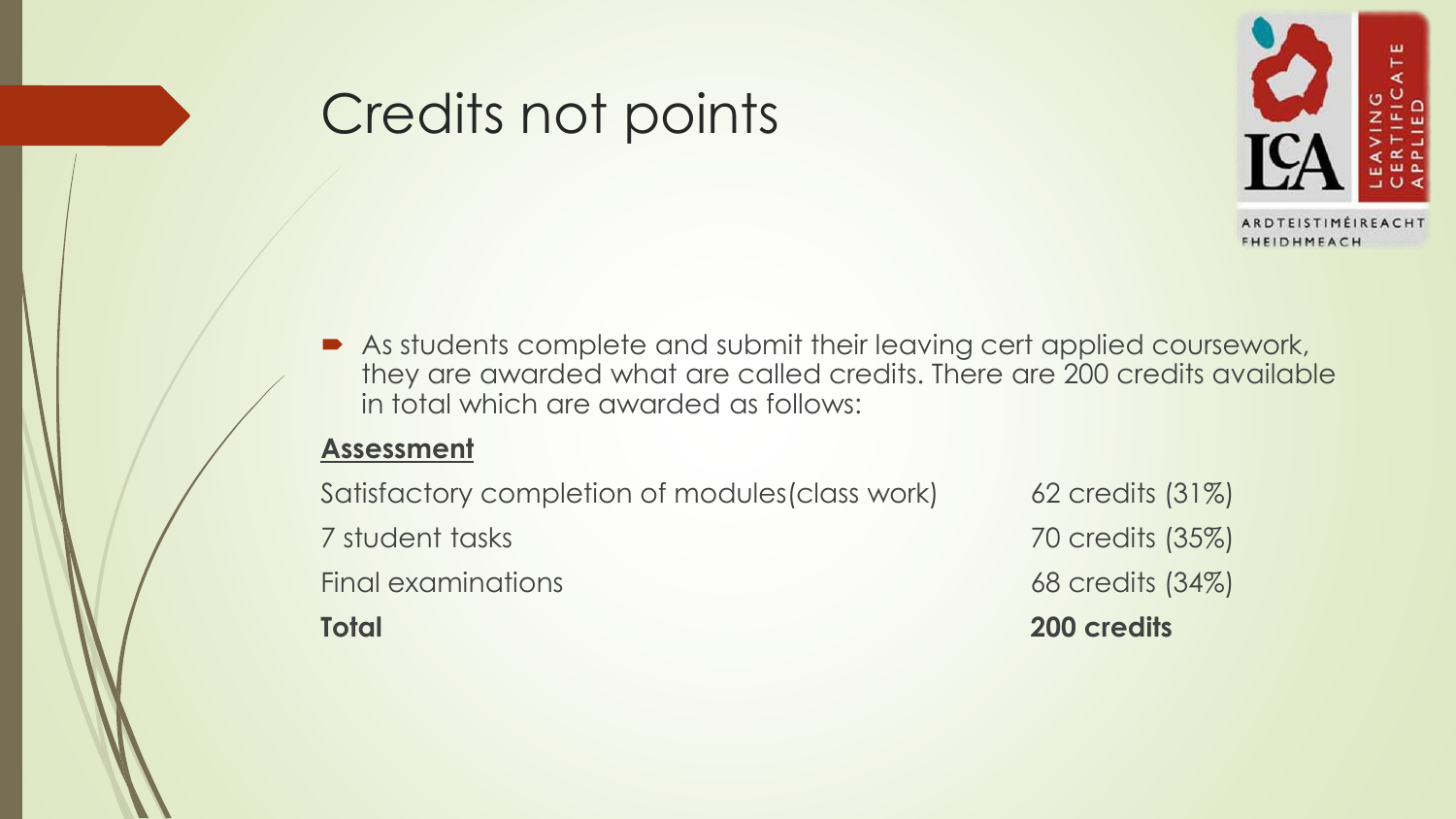# Credits not points

- As students complete and submit their leaving cert applied coursework, they are awarded what are called credits. There are 200 credits available in total which are awarded as follows:

**Assessment**

| | |
|---|---|
| Satisfactory completion of modules(class work) | 62 credits (31%) |
| 7 student tasks | 70 credits (35%) |
| Final examinations | 68 credits (34%) |
| **Total** | **200 credits** |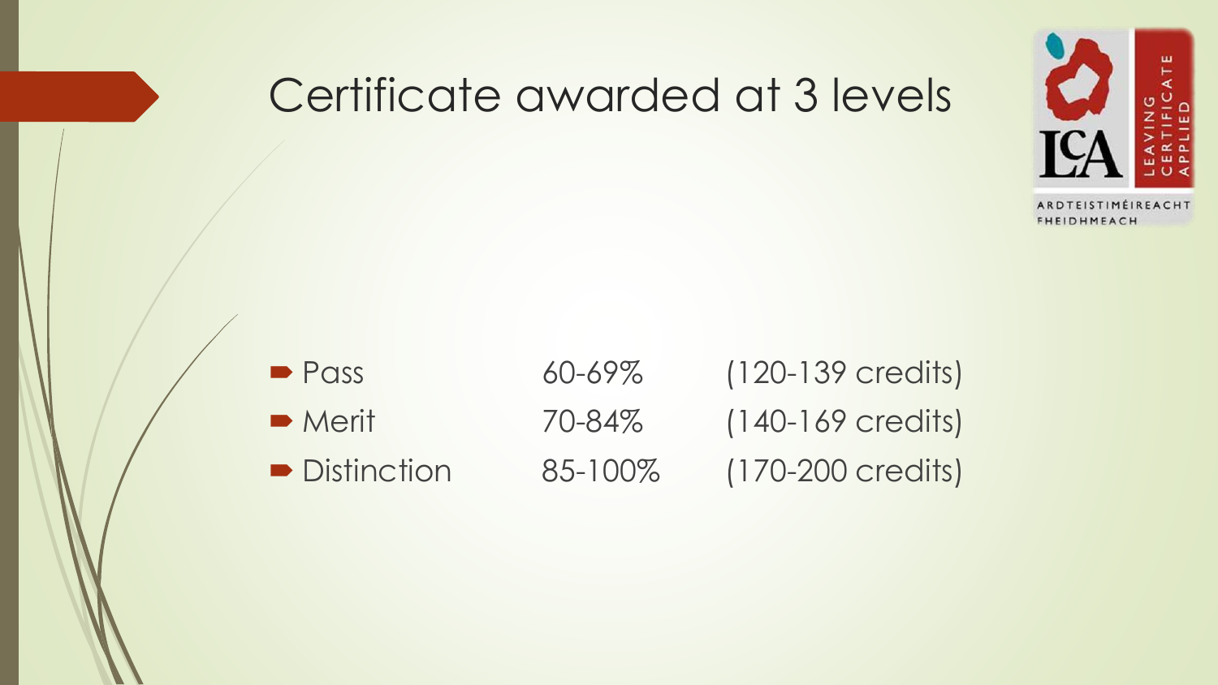# Certificate awarded at 3 levels

| | | |
|---|---|---|
| Pass | 60-69% | (120-139 credits) |
| Merit | 70-84% | (140-169 credits) |
| Distinction | 85-100% | (170-200 credits) |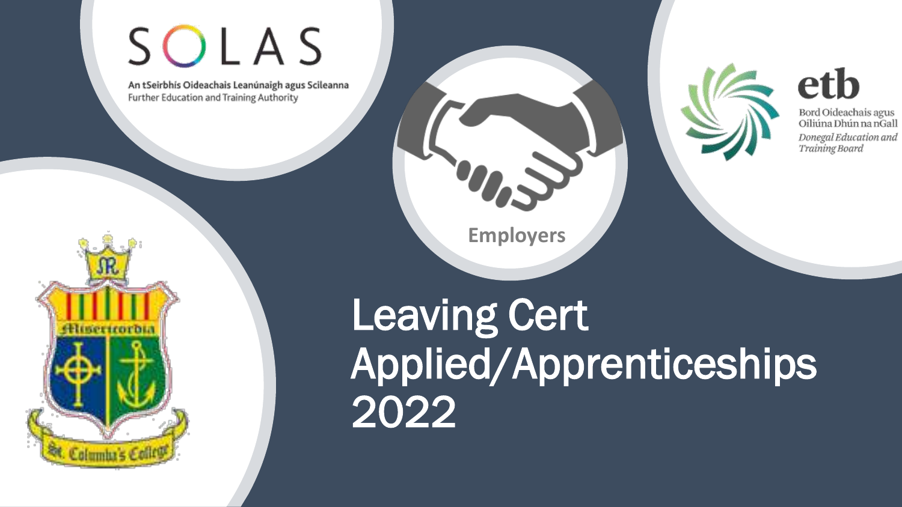SOLAS

An tSeirbhís Oideachais Leanúnaigh agus Scileanna
Further Education and Training Authority

Employers

etb

Bord Oideachais agus Oiliúna Dhún na nGall
*Donegal Education and Training Board*

Misericordia

St. Columba's College

# Leaving Cert Applied/Apprenticeships 2022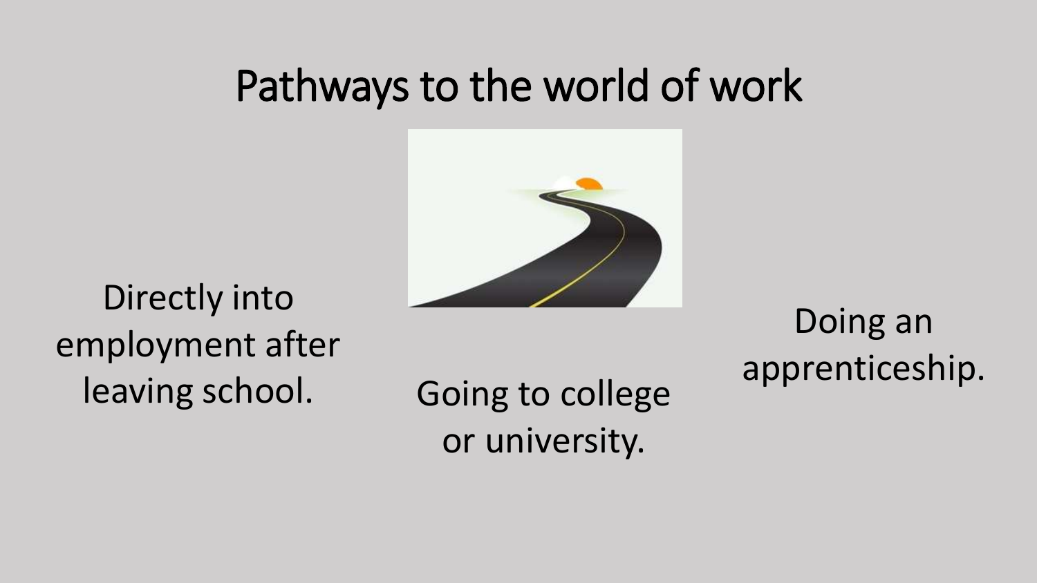# Pathways to the world of work

Directly into employment after leaving school.

Going to college or university.

Doing an apprenticeship.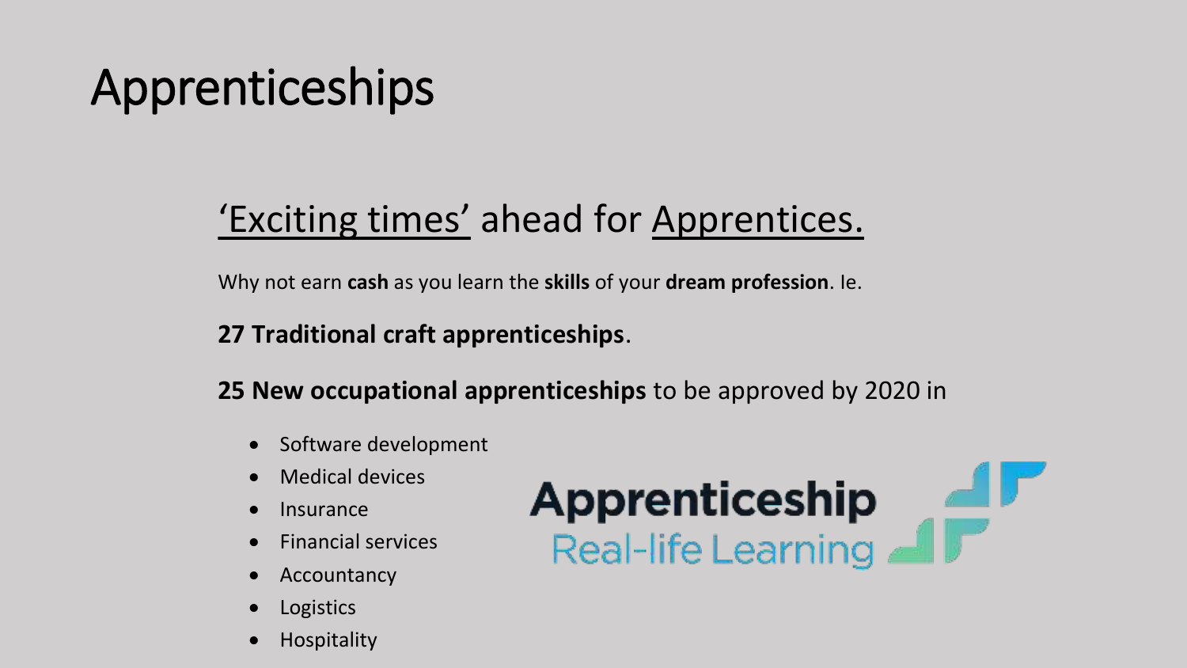# Apprenticeships

## 'Exciting times' ahead for Apprentices.

Why not earn **cash** as you learn the **skills** of your **dream profession**. Ie.

**27 Traditional craft apprenticeships**.

**25 New occupational apprenticeships** to be approved by 2020 in

- Software development
- Medical devices
- Insurance
- Financial services
- Accountancy
- Logistics
- Hospitality

**Apprenticeship**
Real-life Learning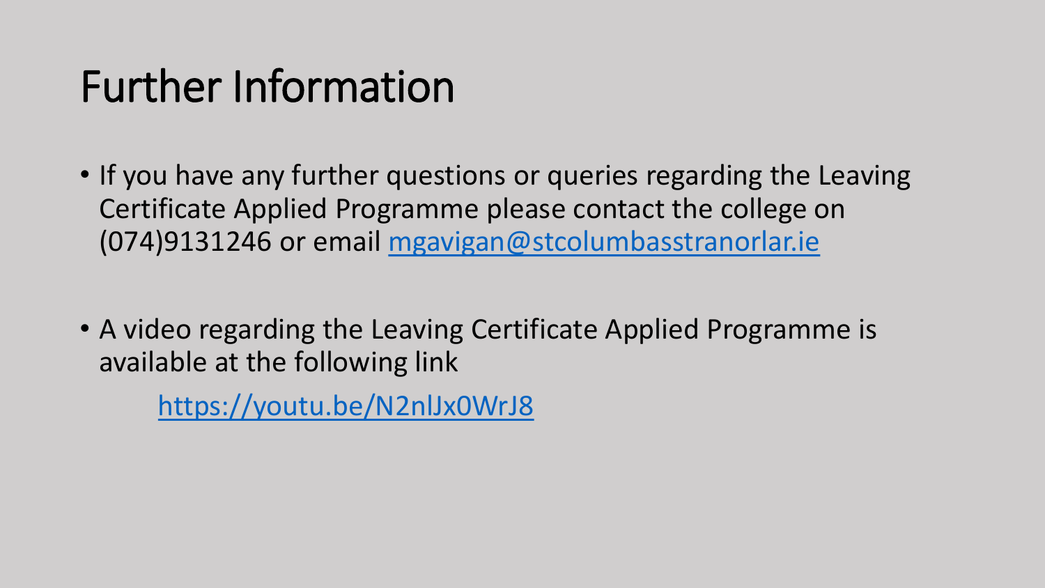# Further Information

- If you have any further questions or queries regarding the Leaving Certificate Applied Programme please contact the college on (074)9131246 or email mgavigan@stcolumbasstranorlar.ie

- A video regarding the Leaving Certificate Applied Programme is available at the following link

  https://youtu.be/N2nlJx0WrJ8